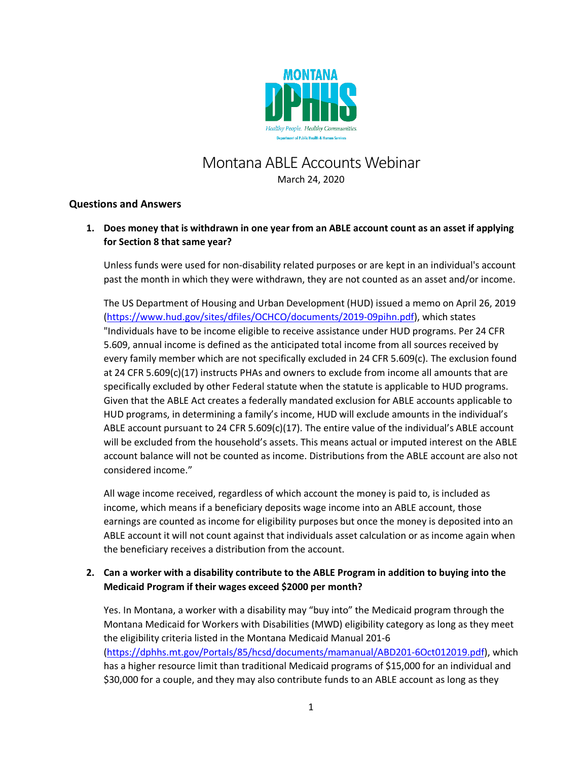# Montana ABLE Accounts Webinar

March 24, 2020

## Questions and Answers

1. **Does money that is withdrawn in one year from an ABLE account count as an asset if applying for Section 8 that same year?**

   Unless funds were used for non-disability related purposes or are kept in an individual's account past the month in which they were withdrawn, they are not counted as an asset and/or income.

   The US Department of Housing and Urban Development (HUD) issued a memo on April 26, 2019 (https://www.hud.gov/sites/dfiles/OCHCO/documents/2019-09pihn.pdf), which states "Individuals have to be income eligible to receive assistance under HUD programs. Per 24 CFR 5.609, annual income is defined as the anticipated total income from all sources received by every family member which are not specifically excluded in 24 CFR 5.609(c). The exclusion found at 24 CFR 5.609(c)(17) instructs PHAs and owners to exclude from income all amounts that are specifically excluded by other Federal statute when the statute is applicable to HUD programs. Given that the ABLE Act creates a federally mandated exclusion for ABLE accounts applicable to HUD programs, in determining a family's income, HUD will exclude amounts in the individual's ABLE account pursuant to 24 CFR 5.609(c)(17). The entire value of the individual's ABLE account will be excluded from the household's assets. This means actual or imputed interest on the ABLE account balance will not be counted as income. Distributions from the ABLE account are also not considered income."

   All wage income received, regardless of which account the money is paid to, is included as income, which means if a beneficiary deposits wage income into an ABLE account, those earnings are counted as income for eligibility purposes but once the money is deposited into an ABLE account it will not count against that individuals asset calculation or as income again when the beneficiary receives a distribution from the account.

2. **Can a worker with a disability contribute to the ABLE Program in addition to buying into the Medicaid Program if their wages exceed $2000 per month?**

   Yes. In Montana, a worker with a disability may "buy into" the Medicaid program through the Montana Medicaid for Workers with Disabilities (MWD) eligibility category as long as they meet the eligibility criteria listed in the Montana Medicaid Manual 201-6 (https://dphhs.mt.gov/Portals/85/hcsd/documents/mamanual/ABD201-6Oct012019.pdf), which has a higher resource limit than traditional Medicaid programs of $15,000 for an individual and $30,000 for a couple, and they may also contribute funds to an ABLE account as long as they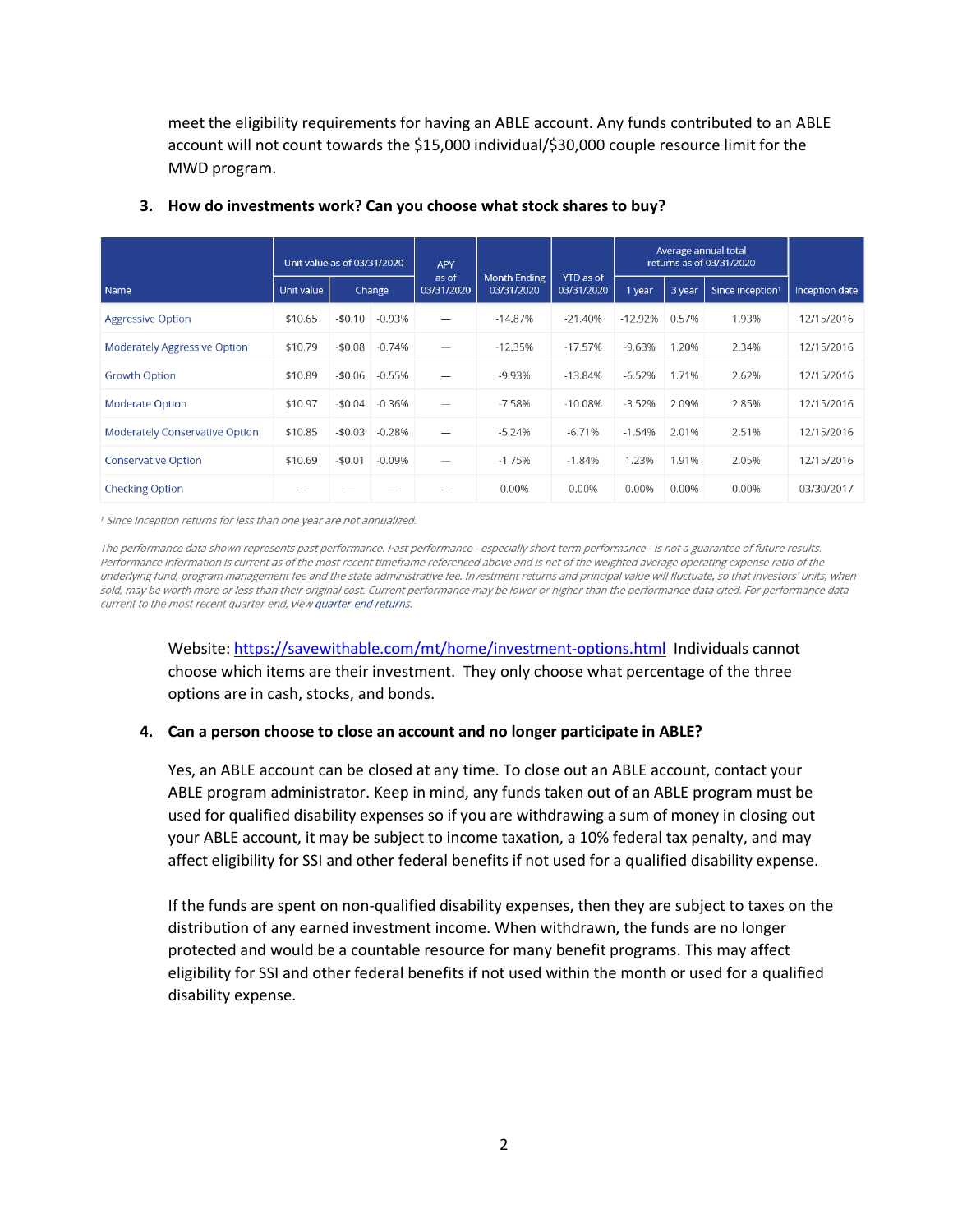meet the eligibility requirements for having an ABLE account. Any funds contributed to an ABLE account will not count towards the $15,000 individual/$30,000 couple resource limit for the MWD program.

**3. How do investments work? Can you choose what stock shares to buy?**

| Name | Unit value as of 03/31/2020 | | | APY as of 03/31/2020 | Month Ending 03/31/2020 | YTD as of 03/31/2020 | Average annual total returns as of 03/31/2020 | | | Inception date |
|---|---|---|---|---|---|---|---|---|---|---|
| | Unit value | Change | | | | | 1 year | 3 year | Since inception[1] | |
| Aggressive Option | $10.65 | -$0.10 | -0.93% | — | -14.87% | -21.40% | -12.92% | 0.57% | 1.93% | 12/15/2016 |
| Moderately Aggressive Option | $10.79 | -$0.08 | -0.74% | — | -12.35% | -17.57% | -9.63% | 1.20% | 2.34% | 12/15/2016 |
| Growth Option | $10.89 | -$0.06 | -0.55% | — | -9.93% | -13.84% | -6.52% | 1.71% | 2.62% | 12/15/2016 |
| Moderate Option | $10.97 | -$0.04 | -0.36% | — | -7.58% | -10.08% | -3.52% | 2.09% | 2.85% | 12/15/2016 |
| Moderately Conservative Option | $10.85 | -$0.03 | -0.28% | — | -5.24% | -6.71% | -1.54% | 2.01% | 2.51% | 12/15/2016 |
| Conservative Option | $10.69 | -$0.01 | -0.09% | — | -1.75% | -1.84% | 1.23% | 1.91% | 2.05% | 12/15/2016 |
| Checking Option | — | — | — | — | 0.00% | 0.00% | 0.00% | 0.00% | 0.00% | 03/30/2017 |

*[1] Since Inception returns for less than one year are not annualized.*

*The performance data shown represents past performance. Past performance - especially short-term performance - is not a guarantee of future results. Performance information is current as of the most recent timeframe referenced above and is net of the weighted average operating expense ratio of the underlying fund, program management fee and the state administrative fee. Investment returns and principal value will fluctuate, so that investors' units, when sold, may be worth more or less than their original cost. Current performance may be lower or higher than the performance data cited. For performance data current to the most recent quarter-end, view quarter-end returns.*

Website: https://savewithable.com/mt/home/investment-options.html Individuals cannot choose which items are their investment. They only choose what percentage of the three options are in cash, stocks, and bonds.

**4. Can a person choose to close an account and no longer participate in ABLE?**

Yes, an ABLE account can be closed at any time. To close out an ABLE account, contact your ABLE program administrator. Keep in mind, any funds taken out of an ABLE program must be used for qualified disability expenses so if you are withdrawing a sum of money in closing out your ABLE account, it may be subject to income taxation, a 10% federal tax penalty, and may affect eligibility for SSI and other federal benefits if not used for a qualified disability expense.

If the funds are spent on non-qualified disability expenses, then they are subject to taxes on the distribution of any earned investment income. When withdrawn, the funds are no longer protected and would be a countable resource for many benefit programs. This may affect eligibility for SSI and other federal benefits if not used within the month or used for a qualified disability expense.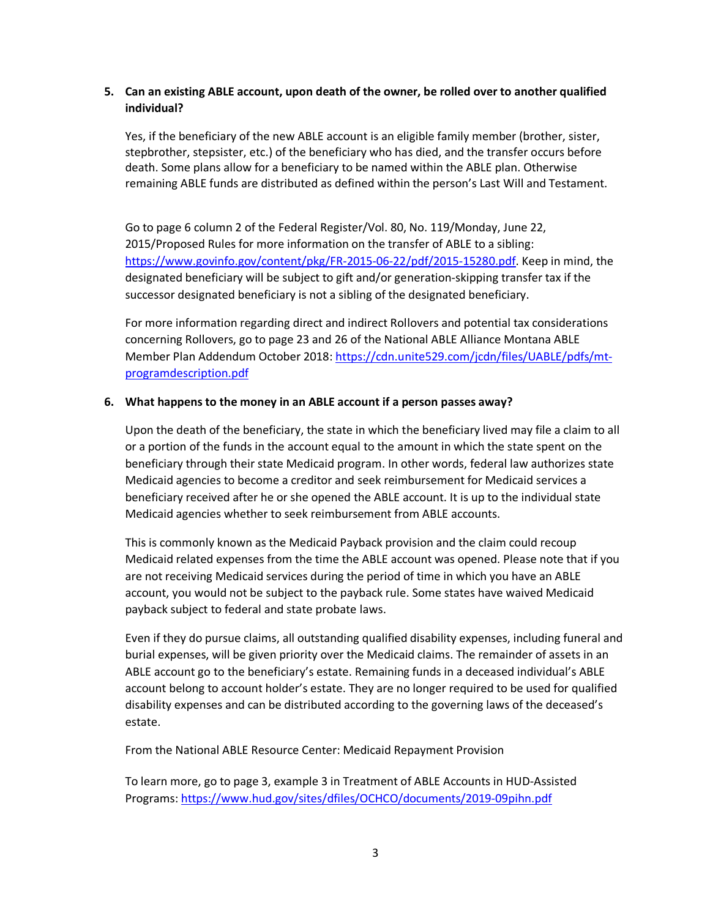5. **Can an existing ABLE account, upon death of the owner, be rolled over to another qualified individual?**

   Yes, if the beneficiary of the new ABLE account is an eligible family member (brother, sister, stepbrother, stepsister, etc.) of the beneficiary who has died, and the transfer occurs before death. Some plans allow for a beneficiary to be named within the ABLE plan. Otherwise remaining ABLE funds are distributed as defined within the person's Last Will and Testament.

   Go to page 6 column 2 of the Federal Register/Vol. 80, No. 119/Monday, June 22, 2015/Proposed Rules for more information on the transfer of ABLE to a sibling: [https://www.govinfo.gov/content/pkg/FR-2015-06-22/pdf/2015-15280.pdf](https://www.govinfo.gov/content/pkg/FR-2015-06-22/pdf/2015-15280.pdf). Keep in mind, the designated beneficiary will be subject to gift and/or generation-skipping transfer tax if the successor designated beneficiary is not a sibling of the designated beneficiary.

   For more information regarding direct and indirect Rollovers and potential tax considerations concerning Rollovers, go to page 23 and 26 of the National ABLE Alliance Montana ABLE Member Plan Addendum October 2018: [https://cdn.unite529.com/jcdn/files/UABLE/pdfs/mt-programdescription.pdf](https://cdn.unite529.com/jcdn/files/UABLE/pdfs/mt-programdescription.pdf)

6. **What happens to the money in an ABLE account if a person passes away?**

   Upon the death of the beneficiary, the state in which the beneficiary lived may file a claim to all or a portion of the funds in the account equal to the amount in which the state spent on the beneficiary through their state Medicaid program. In other words, federal law authorizes state Medicaid agencies to become a creditor and seek reimbursement for Medicaid services a beneficiary received after he or she opened the ABLE account. It is up to the individual state Medicaid agencies whether to seek reimbursement from ABLE accounts.

   This is commonly known as the Medicaid Payback provision and the claim could recoup Medicaid related expenses from the time the ABLE account was opened. Please note that if you are not receiving Medicaid services during the period of time in which you have an ABLE account, you would not be subject to the payback rule. Some states have waived Medicaid payback subject to federal and state probate laws.

   Even if they do pursue claims, all outstanding qualified disability expenses, including funeral and burial expenses, will be given priority over the Medicaid claims. The remainder of assets in an ABLE account go to the beneficiary's estate. Remaining funds in a deceased individual's ABLE account belong to account holder's estate. They are no longer required to be used for qualified disability expenses and can be distributed according to the governing laws of the deceased's estate.

   From the National ABLE Resource Center: Medicaid Repayment Provision

   To learn more, go to page 3, example 3 in Treatment of ABLE Accounts in HUD-Assisted Programs: [https://www.hud.gov/sites/dfiles/OCHCO/documents/2019-09pihn.pdf](https://www.hud.gov/sites/dfiles/OCHCO/documents/2019-09pihn.pdf)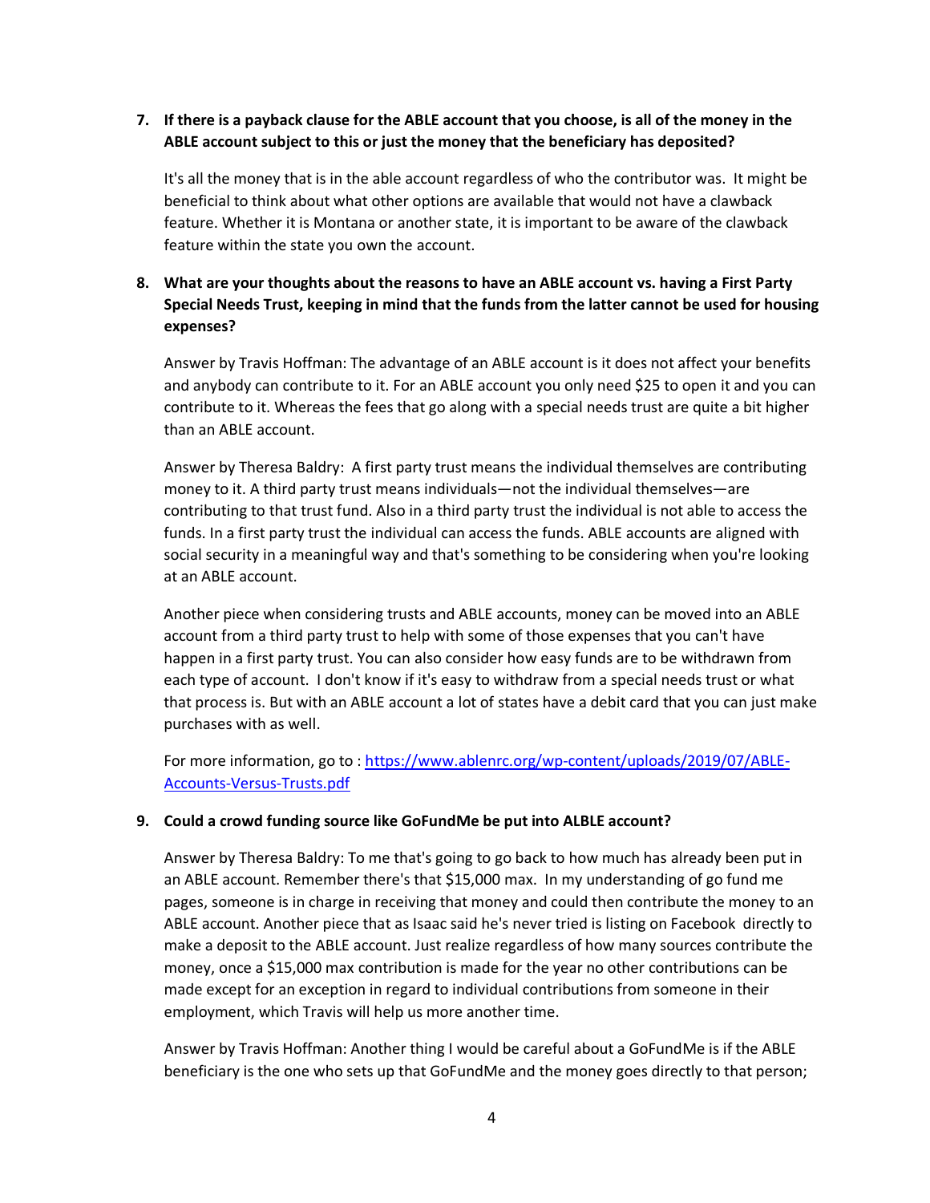7. **If there is a payback clause for the ABLE account that you choose, is all of the money in the ABLE account subject to this or just the money that the beneficiary has deposited?**

   It's all the money that is in the able account regardless of who the contributor was. It might be beneficial to think about what other options are available that would not have a clawback feature. Whether it is Montana or another state, it is important to be aware of the clawback feature within the state you own the account.

8. **What are your thoughts about the reasons to have an ABLE account vs. having a First Party Special Needs Trust, keeping in mind that the funds from the latter cannot be used for housing expenses?**

   Answer by Travis Hoffman: The advantage of an ABLE account is it does not affect your benefits and anybody can contribute to it. For an ABLE account you only need $25 to open it and you can contribute to it. Whereas the fees that go along with a special needs trust are quite a bit higher than an ABLE account.

   Answer by Theresa Baldry: A first party trust means the individual themselves are contributing money to it. A third party trust means individuals—not the individual themselves—are contributing to that trust fund. Also in a third party trust the individual is not able to access the funds. In a first party trust the individual can access the funds. ABLE accounts are aligned with social security in a meaningful way and that's something to be considering when you're looking at an ABLE account.

   Another piece when considering trusts and ABLE accounts, money can be moved into an ABLE account from a third party trust to help with some of those expenses that you can't have happen in a first party trust. You can also consider how easy funds are to be withdrawn from each type of account. I don't know if it's easy to withdraw from a special needs trust or what that process is. But with an ABLE account a lot of states have a debit card that you can just make purchases with as well.

   For more information, go to : [https://www.ablenrc.org/wp-content/uploads/2019/07/ABLE-Accounts-Versus-Trusts.pdf](https://www.ablenrc.org/wp-content/uploads/2019/07/ABLE-Accounts-Versus-Trusts.pdf)

9. **Could a crowd funding source like GoFundMe be put into ALBLE account?**

   Answer by Theresa Baldry: To me that's going to go back to how much has already been put in an ABLE account. Remember there's that $15,000 max. In my understanding of go fund me pages, someone is in charge in receiving that money and could then contribute the money to an ABLE account. Another piece that as Isaac said he's never tried is listing on Facebook directly to make a deposit to the ABLE account. Just realize regardless of how many sources contribute the money, once a $15,000 max contribution is made for the year no other contributions can be made except for an exception in regard to individual contributions from someone in their employment, which Travis will help us more another time.

   Answer by Travis Hoffman: Another thing I would be careful about a GoFundMe is if the ABLE beneficiary is the one who sets up that GoFundMe and the money goes directly to that person;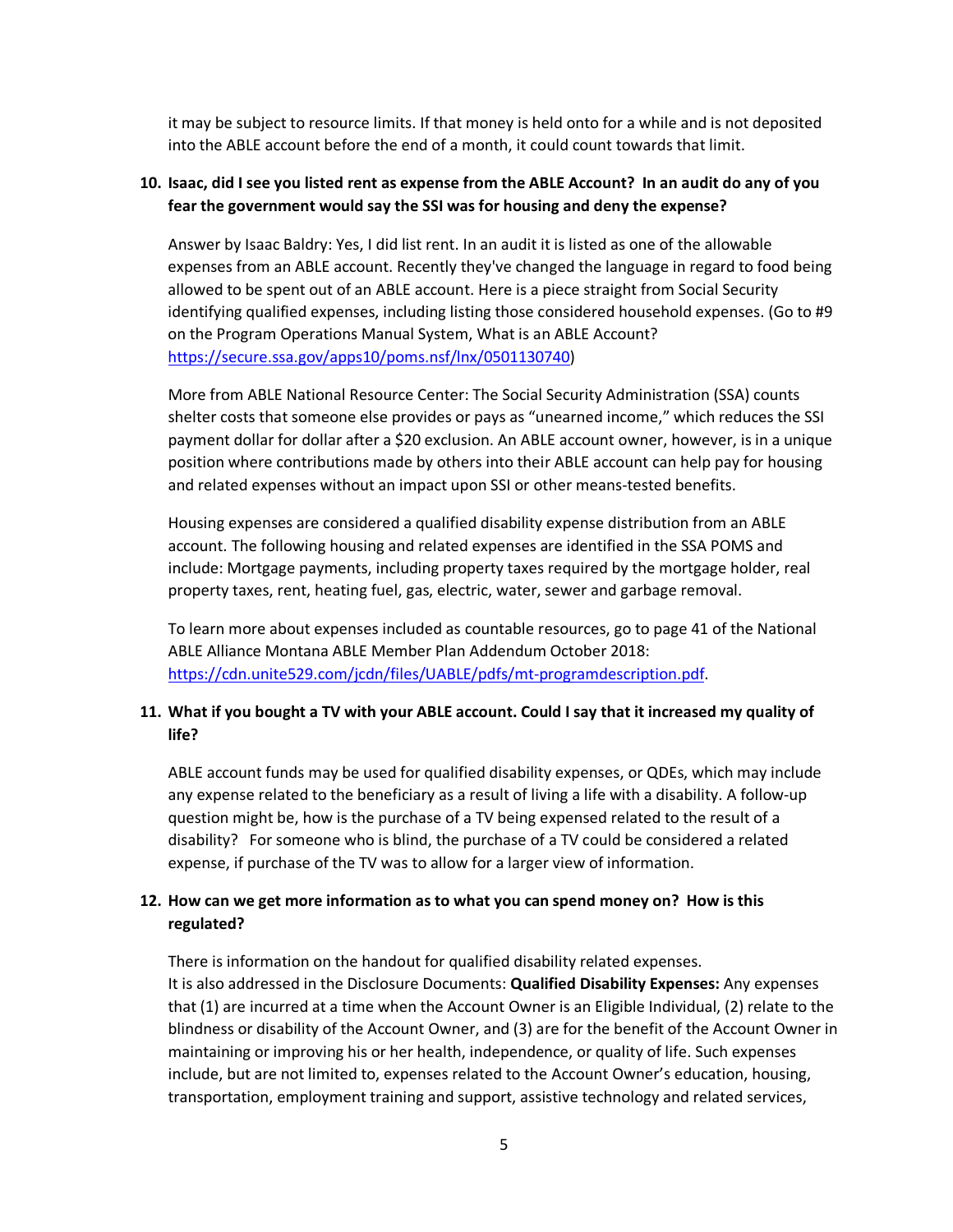it may be subject to resource limits. If that money is held onto for a while and is not deposited into the ABLE account before the end of a month, it could count towards that limit.

**10. Isaac, did I see you listed rent as expense from the ABLE Account? In an audit do any of you fear the government would say the SSI was for housing and deny the expense?**

Answer by Isaac Baldry: Yes, I did list rent. In an audit it is listed as one of the allowable expenses from an ABLE account. Recently they've changed the language in regard to food being allowed to be spent out of an ABLE account. Here is a piece straight from Social Security identifying qualified expenses, including listing those considered household expenses. (Go to #9 on the Program Operations Manual System, What is an ABLE Account? [https://secure.ssa.gov/apps10/poms.nsf/lnx/0501130740](https://secure.ssa.gov/apps10/poms.nsf/lnx/0501130740))

More from ABLE National Resource Center: The Social Security Administration (SSA) counts shelter costs that someone else provides or pays as "unearned income," which reduces the SSI payment dollar for dollar after a $20 exclusion. An ABLE account owner, however, is in a unique position where contributions made by others into their ABLE account can help pay for housing and related expenses without an impact upon SSI or other means-tested benefits.

Housing expenses are considered a qualified disability expense distribution from an ABLE account. The following housing and related expenses are identified in the SSA POMS and include: Mortgage payments, including property taxes required by the mortgage holder, real property taxes, rent, heating fuel, gas, electric, water, sewer and garbage removal.

To learn more about expenses included as countable resources, go to page 41 of the National ABLE Alliance Montana ABLE Member Plan Addendum October 2018: [https://cdn.unite529.com/jcdn/files/UABLE/pdfs/mt-programdescription.pdf](https://cdn.unite529.com/jcdn/files/UABLE/pdfs/mt-programdescription.pdf).

**11. What if you bought a TV with your ABLE account. Could I say that it increased my quality of life?**

ABLE account funds may be used for qualified disability expenses, or QDEs, which may include any expense related to the beneficiary as a result of living a life with a disability. A follow-up question might be, how is the purchase of a TV being expensed related to the result of a disability? For someone who is blind, the purchase of a TV could be considered a related expense, if purchase of the TV was to allow for a larger view of information.

**12. How can we get more information as to what you can spend money on? How is this regulated?**

There is information on the handout for qualified disability related expenses.
It is also addressed in the Disclosure Documents: **Qualified Disability Expenses:** Any expenses that (1) are incurred at a time when the Account Owner is an Eligible Individual, (2) relate to the blindness or disability of the Account Owner, and (3) are for the benefit of the Account Owner in maintaining or improving his or her health, independence, or quality of life. Such expenses include, but are not limited to, expenses related to the Account Owner's education, housing, transportation, employment training and support, assistive technology and related services,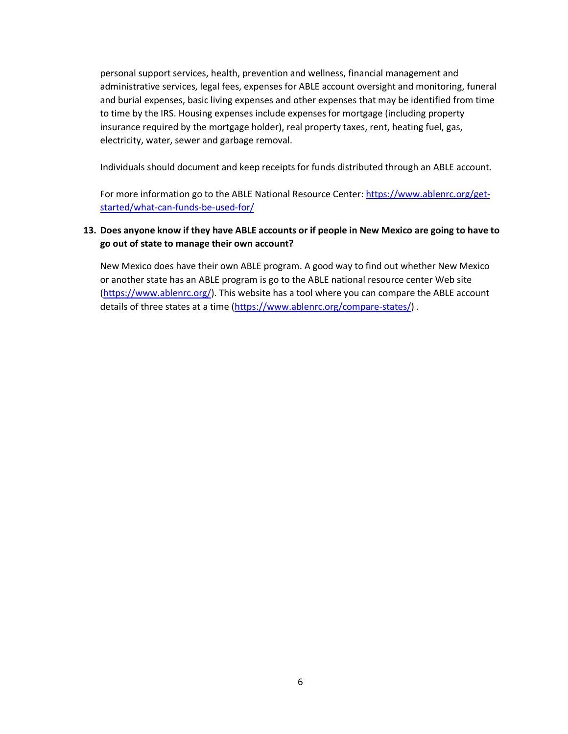personal support services, health, prevention and wellness, financial management and administrative services, legal fees, expenses for ABLE account oversight and monitoring, funeral and burial expenses, basic living expenses and other expenses that may be identified from time to time by the IRS. Housing expenses include expenses for mortgage (including property insurance required by the mortgage holder), real property taxes, rent, heating fuel, gas, electricity, water, sewer and garbage removal.

Individuals should document and keep receipts for funds distributed through an ABLE account.

For more information go to the ABLE National Resource Center: [https://www.ablenrc.org/get-started/what-can-funds-be-used-for/](https://www.ablenrc.org/get-started/what-can-funds-be-used-for/)

**13. Does anyone know if they have ABLE accounts or if people in New Mexico are going to have to go out of state to manage their own account?**

New Mexico does have their own ABLE program. A good way to find out whether New Mexico or another state has an ABLE program is go to the ABLE national resource center Web site ([https://www.ablenrc.org/](https://www.ablenrc.org/)). This website has a tool where you can compare the ABLE account details of three states at a time ([https://www.ablenrc.org/compare-states/](https://www.ablenrc.org/compare-states/)) .